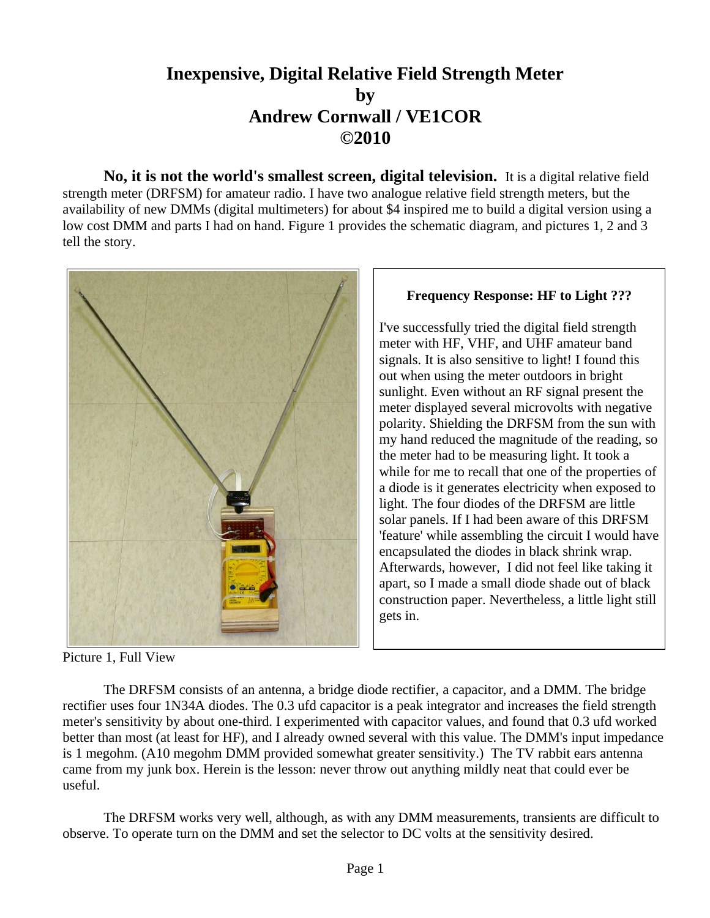# Inexpensive, Digital Relative Field Strength Meter
# by
# Andrew Cornwall / VE1COR
# ©2010

**No, it is not the world's smallest screen, digital television.** It is a digital relative field strength meter (DRFSM) for amateur radio. I have two analogue relative field strength meters, but the availability of new DMMs (digital multimeters) for about $4 inspired me to build a digital version using a low cost DMM and parts I had on hand. Figure 1 provides the schematic diagram, and pictures 1, 2 and 3 tell the story.

Picture 1, Full View

**Frequency Response: HF to Light ???**

I've successfully tried the digital field strength meter with HF, VHF, and UHF amateur band signals. It is also sensitive to light! I found this out when using the meter outdoors in bright sunlight. Even without an RF signal present the meter displayed several microvolts with negative polarity. Shielding the DRFSM from the sun with my hand reduced the magnitude of the reading, so the meter had to be measuring light. It took a while for me to recall that one of the properties of a diode is it generates electricity when exposed to light. The four diodes of the DRFSM are little solar panels. If I had been aware of this DRFSM 'feature' while assembling the circuit I would have encapsulated the diodes in black shrink wrap. Afterwards, however, I did not feel like taking it apart, so I made a small diode shade out of black construction paper. Nevertheless, a little light still gets in.

The DRFSM consists of an antenna, a bridge diode rectifier, a capacitor, and a DMM. The bridge rectifier uses four 1N34A diodes. The 0.3 ufd capacitor is a peak integrator and increases the field strength meter's sensitivity by about one-third. I experimented with capacitor values, and found that 0.3 ufd worked better than most (at least for HF), and I already owned several with this value. The DMM's input impedance is 1 megohm. (A10 megohm DMM provided somewhat greater sensitivity.) The TV rabbit ears antenna came from my junk box. Herein is the lesson: never throw out anything mildly neat that could ever be useful.

The DRFSM works very well, although, as with any DMM measurements, transients are difficult to observe. To operate turn on the DMM and set the selector to DC volts at the sensitivity desired.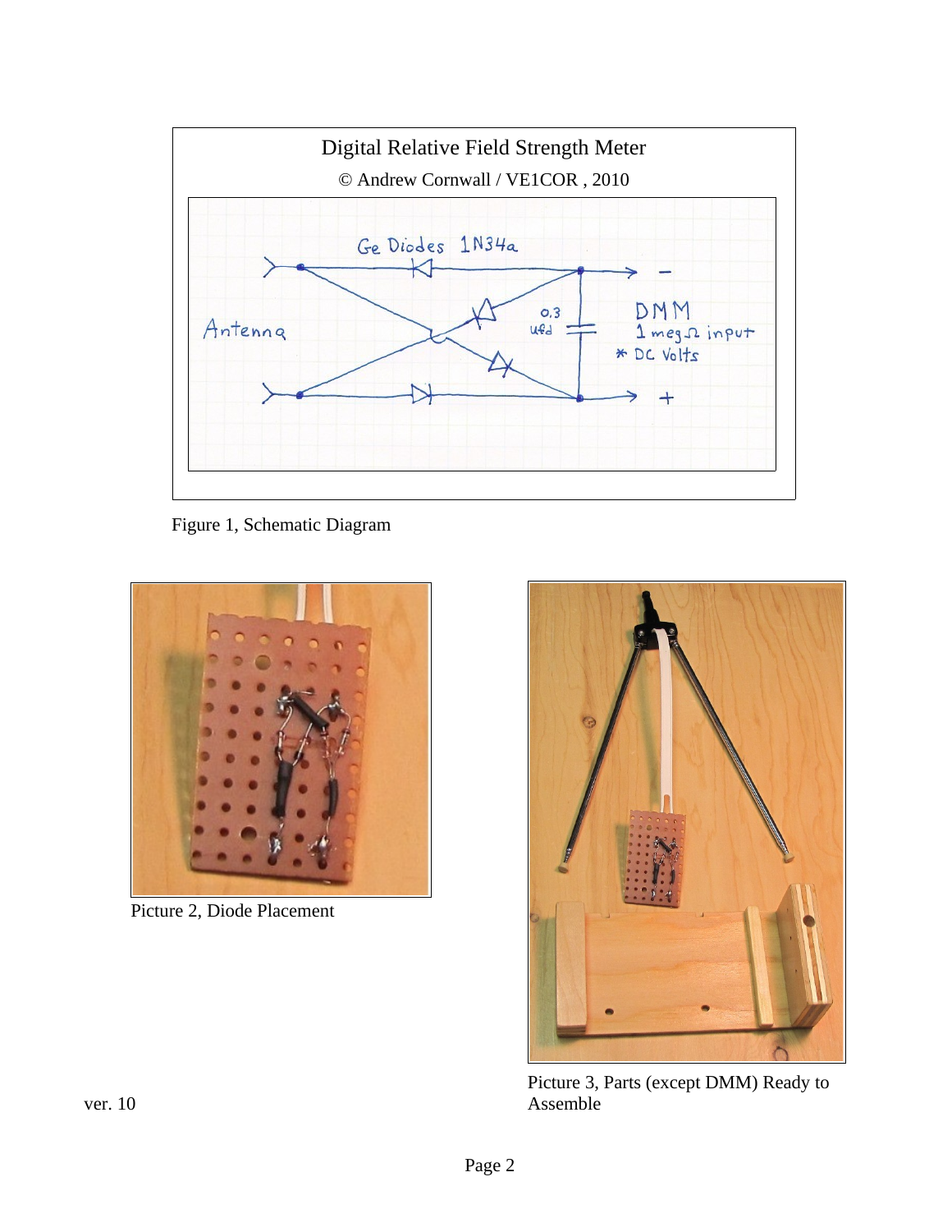Digital Relative Field Strength Meter

© Andrew Cornwall / VE1COR , 2010

Ge Diodes 1N34a

Antenna

0.3 ufd

DMM
1 megΩ input
* DC Volts

−

+

Figure 1, Schematic Diagram

Picture 2, Diode Placement

Picture 3, Parts (except DMM) Ready to Assemble

ver. 10